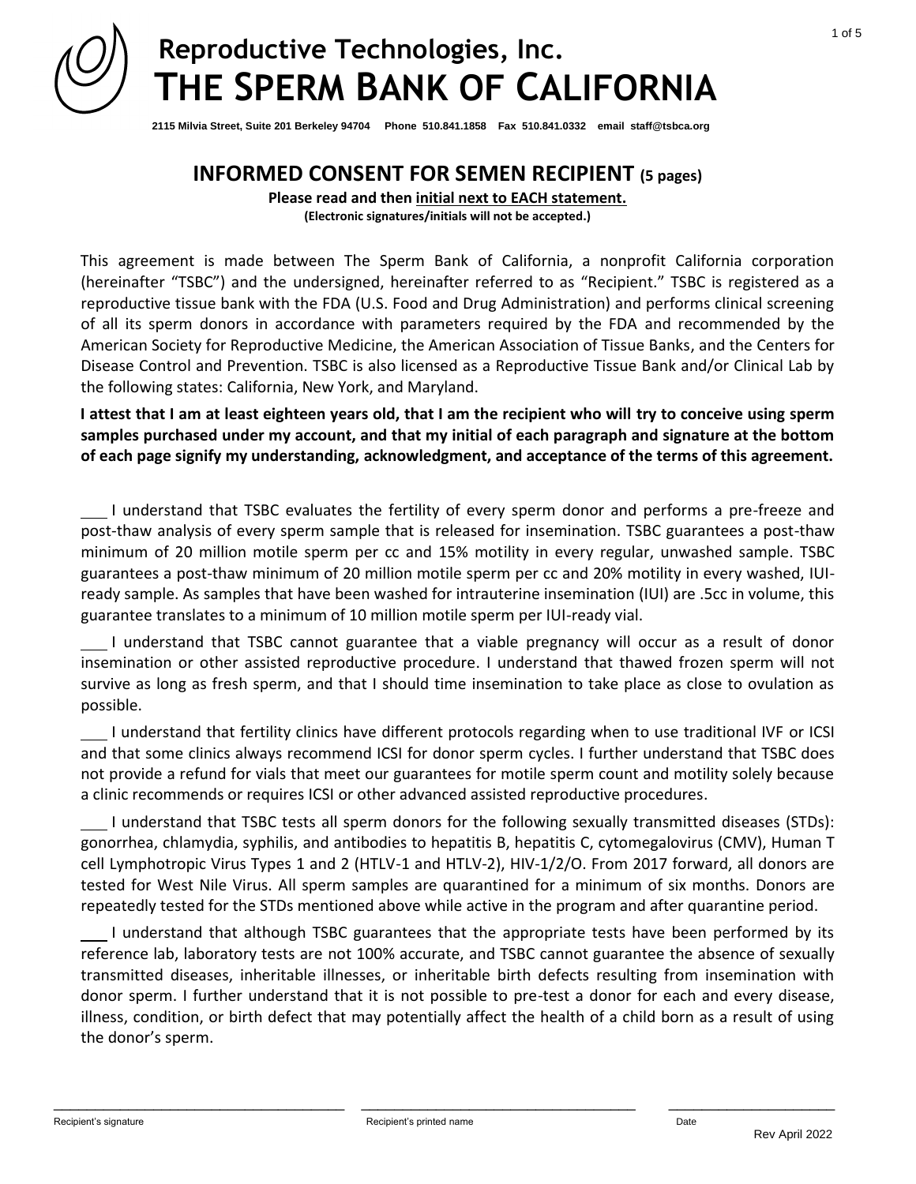# Reproductive Technologies, Inc.
# THE SPERM BANK OF CALIFORNIA

**2115 Milvia Street, Suite 201 Berkeley 94704 Phone 510.841.1858 Fax 510.841.0332 email staff@tsbca.org**

## INFORMED CONSENT FOR SEMEN RECIPIENT (5 pages)

**Please read and then initial next to EACH statement.**

**(Electronic signatures/initials will not be accepted.)**

This agreement is made between The Sperm Bank of California, a nonprofit California corporation (hereinafter "TSBC") and the undersigned, hereinafter referred to as "Recipient." TSBC is registered as a reproductive tissue bank with the FDA (U.S. Food and Drug Administration) and performs clinical screening of all its sperm donors in accordance with parameters required by the FDA and recommended by the American Society for Reproductive Medicine, the American Association of Tissue Banks, and the Centers for Disease Control and Prevention. TSBC is also licensed as a Reproductive Tissue Bank and/or Clinical Lab by the following states: California, New York, and Maryland.

**I attest that I am at least eighteen years old, that I am the recipient who will try to conceive using sperm samples purchased under my account, and that my initial of each paragraph and signature at the bottom of each page signify my understanding, acknowledgment, and acceptance of the terms of this agreement.**

___ I understand that TSBC evaluates the fertility of every sperm donor and performs a pre-freeze and post-thaw analysis of every sperm sample that is released for insemination. TSBC guarantees a post-thaw minimum of 20 million motile sperm per cc and 15% motility in every regular, unwashed sample. TSBC guarantees a post-thaw minimum of 20 million motile sperm per cc and 20% motility in every washed, IUI-ready sample. As samples that have been washed for intrauterine insemination (IUI) are .5cc in volume, this guarantee translates to a minimum of 10 million motile sperm per IUI-ready vial.

___ I understand that TSBC cannot guarantee that a viable pregnancy will occur as a result of donor insemination or other assisted reproductive procedure. I understand that thawed frozen sperm will not survive as long as fresh sperm, and that I should time insemination to take place as close to ovulation as possible.

___ I understand that fertility clinics have different protocols regarding when to use traditional IVF or ICSI and that some clinics always recommend ICSI for donor sperm cycles. I further understand that TSBC does not provide a refund for vials that meet our guarantees for motile sperm count and motility solely because a clinic recommends or requires ICSI or other advanced assisted reproductive procedures.

___ I understand that TSBC tests all sperm donors for the following sexually transmitted diseases (STDs): gonorrhea, chlamydia, syphilis, and antibodies to hepatitis B, hepatitis C, cytomegalovirus (CMV), Human T cell Lymphotropic Virus Types 1 and 2 (HTLV-1 and HTLV-2), HIV-1/2/O. From 2017 forward, all donors are tested for West Nile Virus. All sperm samples are quarantined for a minimum of six months. Donors are repeatedly tested for the STDs mentioned above while active in the program and after quarantine period.

___ I understand that although TSBC guarantees that the appropriate tests have been performed by its reference lab, laboratory tests are not 100% accurate, and TSBC cannot guarantee the absence of sexually transmitted diseases, inheritable illnesses, or inheritable birth defects resulting from insemination with donor sperm. I further understand that it is not possible to pre-test a donor for each and every disease, illness, condition, or birth defect that may potentially affect the health of a child born as a result of using the donor's sperm.

______________________ Recipient's signature ______________________ Recipient's printed name ______________ Date

Rev April 2022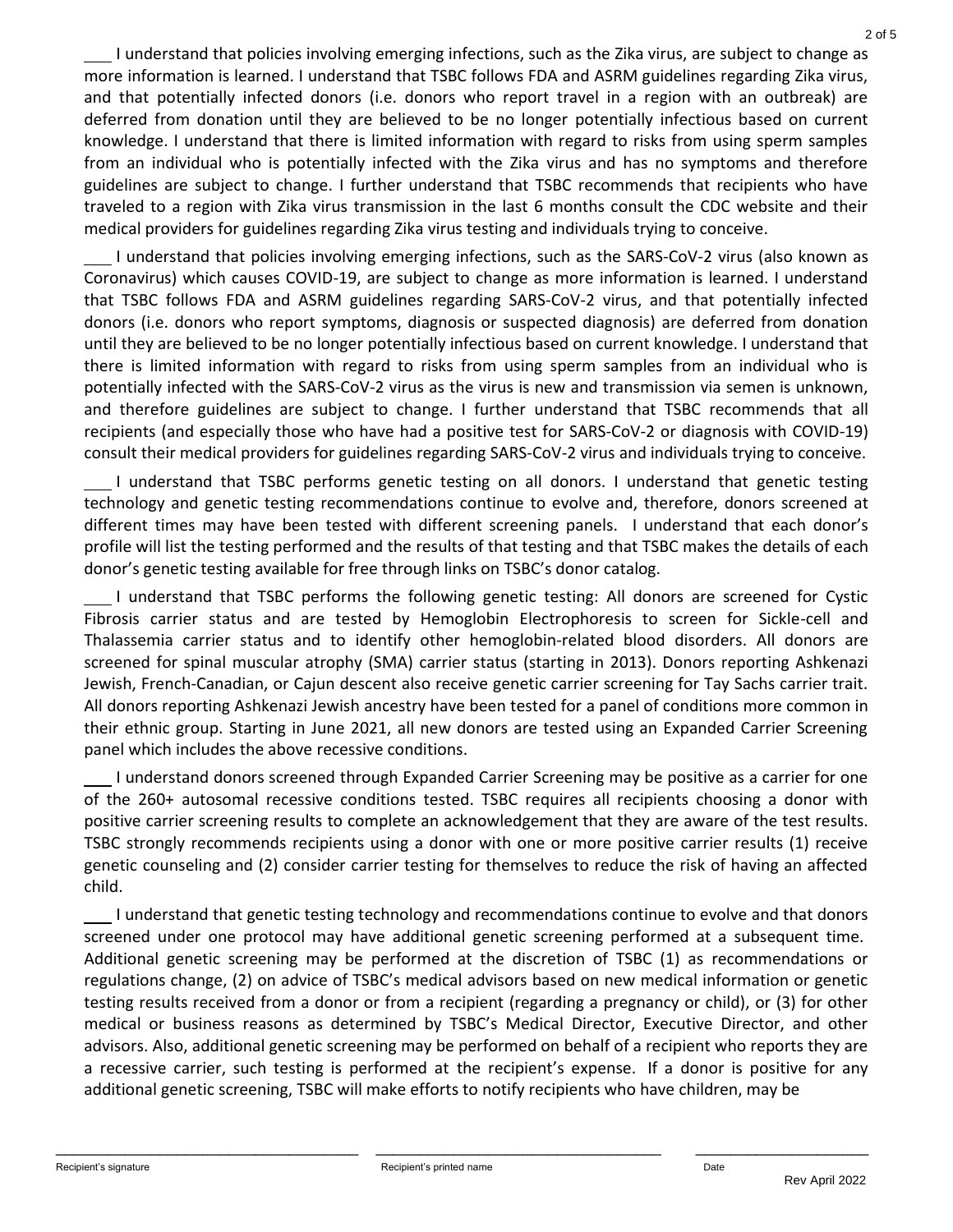___ I understand that policies involving emerging infections, such as the Zika virus, are subject to change as more information is learned. I understand that TSBC follows FDA and ASRM guidelines regarding Zika virus, and that potentially infected donors (i.e. donors who report travel in a region with an outbreak) are deferred from donation until they are believed to be no longer potentially infectious based on current knowledge. I understand that there is limited information with regard to risks from using sperm samples from an individual who is potentially infected with the Zika virus and has no symptoms and therefore guidelines are subject to change. I further understand that TSBC recommends that recipients who have traveled to a region with Zika virus transmission in the last 6 months consult the CDC website and their medical providers for guidelines regarding Zika virus testing and individuals trying to conceive.

___ I understand that policies involving emerging infections, such as the SARS-CoV-2 virus (also known as Coronavirus) which causes COVID-19, are subject to change as more information is learned. I understand that TSBC follows FDA and ASRM guidelines regarding SARS-CoV-2 virus, and that potentially infected donors (i.e. donors who report symptoms, diagnosis or suspected diagnosis) are deferred from donation until they are believed to be no longer potentially infectious based on current knowledge. I understand that there is limited information with regard to risks from using sperm samples from an individual who is potentially infected with the SARS-CoV-2 virus as the virus is new and transmission via semen is unknown, and therefore guidelines are subject to change. I further understand that TSBC recommends that all recipients (and especially those who have had a positive test for SARS-CoV-2 or diagnosis with COVID-19) consult their medical providers for guidelines regarding SARS-CoV-2 virus and individuals trying to conceive.

___ I understand that TSBC performs genetic testing on all donors. I understand that genetic testing technology and genetic testing recommendations continue to evolve and, therefore, donors screened at different times may have been tested with different screening panels. I understand that each donor's profile will list the testing performed and the results of that testing and that TSBC makes the details of each donor's genetic testing available for free through links on TSBC's donor catalog.

___ I understand that TSBC performs the following genetic testing: All donors are screened for Cystic Fibrosis carrier status and are tested by Hemoglobin Electrophoresis to screen for Sickle-cell and Thalassemia carrier status and to identify other hemoglobin-related blood disorders. All donors are screened for spinal muscular atrophy (SMA) carrier status (starting in 2013). Donors reporting Ashkenazi Jewish, French-Canadian, or Cajun descent also receive genetic carrier screening for Tay Sachs carrier trait. All donors reporting Ashkenazi Jewish ancestry have been tested for a panel of conditions more common in their ethnic group. Starting in June 2021, all new donors are tested using an Expanded Carrier Screening panel which includes the above recessive conditions.

___ I understand donors screened through Expanded Carrier Screening may be positive as a carrier for one of the 260+ autosomal recessive conditions tested. TSBC requires all recipients choosing a donor with positive carrier screening results to complete an acknowledgement that they are aware of the test results. TSBC strongly recommends recipients using a donor with one or more positive carrier results (1) receive genetic counseling and (2) consider carrier testing for themselves to reduce the risk of having an affected child.

___ I understand that genetic testing technology and recommendations continue to evolve and that donors screened under one protocol may have additional genetic screening performed at a subsequent time. Additional genetic screening may be performed at the discretion of TSBC (1) as recommendations or regulations change, (2) on advice of TSBC's medical advisors based on new medical information or genetic testing results received from a donor or from a recipient (regarding a pregnancy or child), or (3) for other medical or business reasons as determined by TSBC's Medical Director, Executive Director, and other advisors. Also, additional genetic screening may be performed on behalf of a recipient who reports they are a recessive carrier, such testing is performed at the recipient's expense. If a donor is positive for any additional genetic screening, TSBC will make efforts to notify recipients who have children, may be

\_\_\_\_\_\_\_\_\_\_\_\_\_\_\_\_\_\_\_\_\_\_\_\_\_\_\_\_\_\_ Recipient's signature

\_\_\_\_\_\_\_\_\_\_\_\_\_\_\_\_\_\_\_\_\_\_\_\_\_\_\_\_\_\_ Recipient's printed name

\_\_\_\_\_\_\_\_\_\_\_\_\_\_\_\_\_\_ Date

Rev April 2022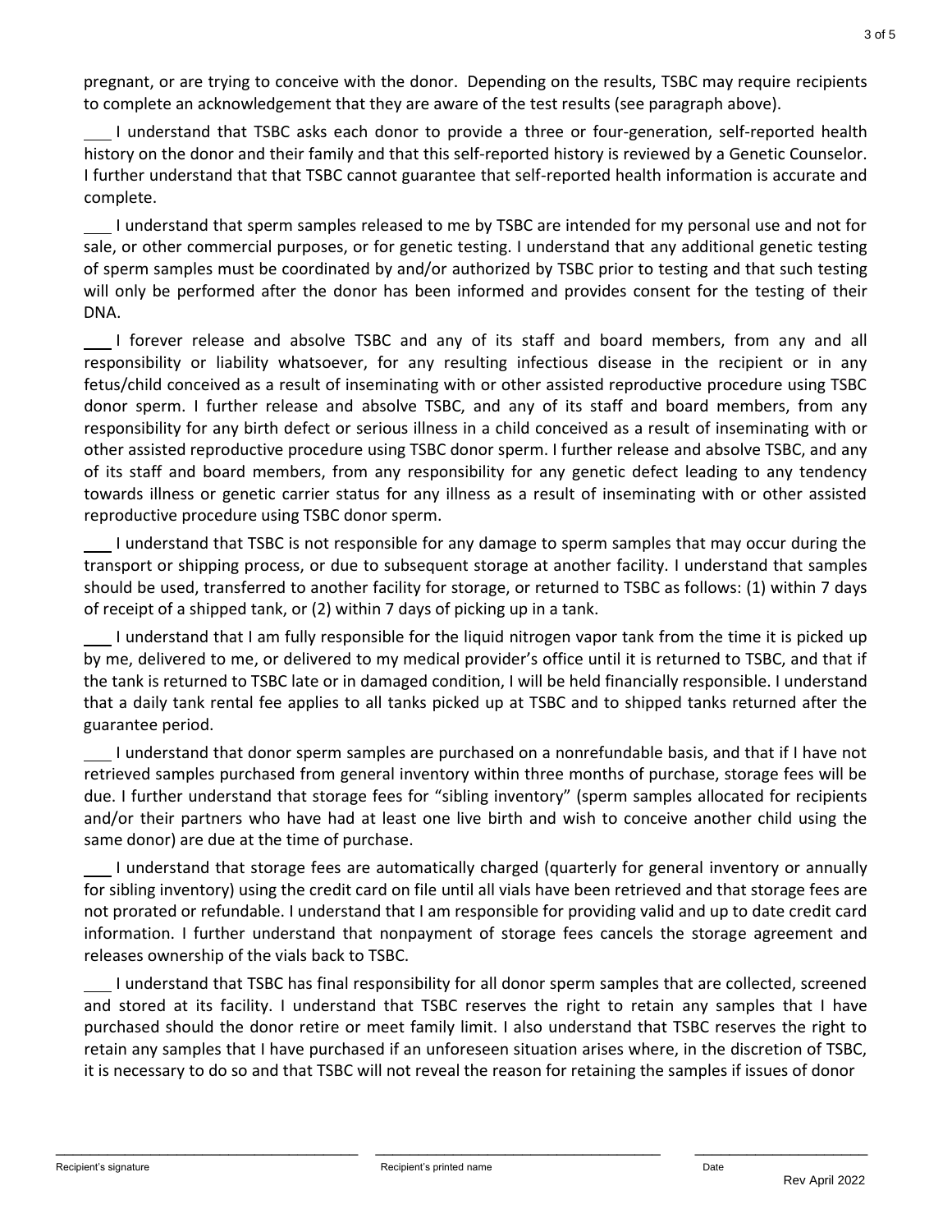pregnant, or are trying to conceive with the donor. Depending on the results, TSBC may require recipients to complete an acknowledgement that they are aware of the test results (see paragraph above).

___ I understand that TSBC asks each donor to provide a three or four-generation, self-reported health history on the donor and their family and that this self-reported history is reviewed by a Genetic Counselor. I further understand that that TSBC cannot guarantee that self-reported health information is accurate and complete.

___ I understand that sperm samples released to me by TSBC are intended for my personal use and not for sale, or other commercial purposes, or for genetic testing. I understand that any additional genetic testing of sperm samples must be coordinated by and/or authorized by TSBC prior to testing and that such testing will only be performed after the donor has been informed and provides consent for the testing of their DNA.

___ I forever release and absolve TSBC and any of its staff and board members, from any and all responsibility or liability whatsoever, for any resulting infectious disease in the recipient or in any fetus/child conceived as a result of inseminating with or other assisted reproductive procedure using TSBC donor sperm. I further release and absolve TSBC, and any of its staff and board members, from any responsibility for any birth defect or serious illness in a child conceived as a result of inseminating with or other assisted reproductive procedure using TSBC donor sperm. I further release and absolve TSBC, and any of its staff and board members, from any responsibility for any genetic defect leading to any tendency towards illness or genetic carrier status for any illness as a result of inseminating with or other assisted reproductive procedure using TSBC donor sperm.

___ I understand that TSBC is not responsible for any damage to sperm samples that may occur during the transport or shipping process, or due to subsequent storage at another facility. I understand that samples should be used, transferred to another facility for storage, or returned to TSBC as follows: (1) within 7 days of receipt of a shipped tank, or (2) within 7 days of picking up in a tank.

___ I understand that I am fully responsible for the liquid nitrogen vapor tank from the time it is picked up by me, delivered to me, or delivered to my medical provider's office until it is returned to TSBC, and that if the tank is returned to TSBC late or in damaged condition, I will be held financially responsible. I understand that a daily tank rental fee applies to all tanks picked up at TSBC and to shipped tanks returned after the guarantee period.

___ I understand that donor sperm samples are purchased on a nonrefundable basis, and that if I have not retrieved samples purchased from general inventory within three months of purchase, storage fees will be due. I further understand that storage fees for "sibling inventory" (sperm samples allocated for recipients and/or their partners who have had at least one live birth and wish to conceive another child using the same donor) are due at the time of purchase.

___ I understand that storage fees are automatically charged (quarterly for general inventory or annually for sibling inventory) using the credit card on file until all vials have been retrieved and that storage fees are not prorated or refundable. I understand that I am responsible for providing valid and up to date credit card information. I further understand that nonpayment of storage fees cancels the storage agreement and releases ownership of the vials back to TSBC.

___ I understand that TSBC has final responsibility for all donor sperm samples that are collected, screened and stored at its facility. I understand that TSBC reserves the right to retain any samples that I have purchased should the donor retire or meet family limit. I also understand that TSBC reserves the right to retain any samples that I have purchased if an unforeseen situation arises where, in the discretion of TSBC, it is necessary to do so and that TSBC will not reveal the reason for retaining the samples if issues of donor

______________________________ ______________________________ ____________________

Recipient's signature | Recipient's printed name | Date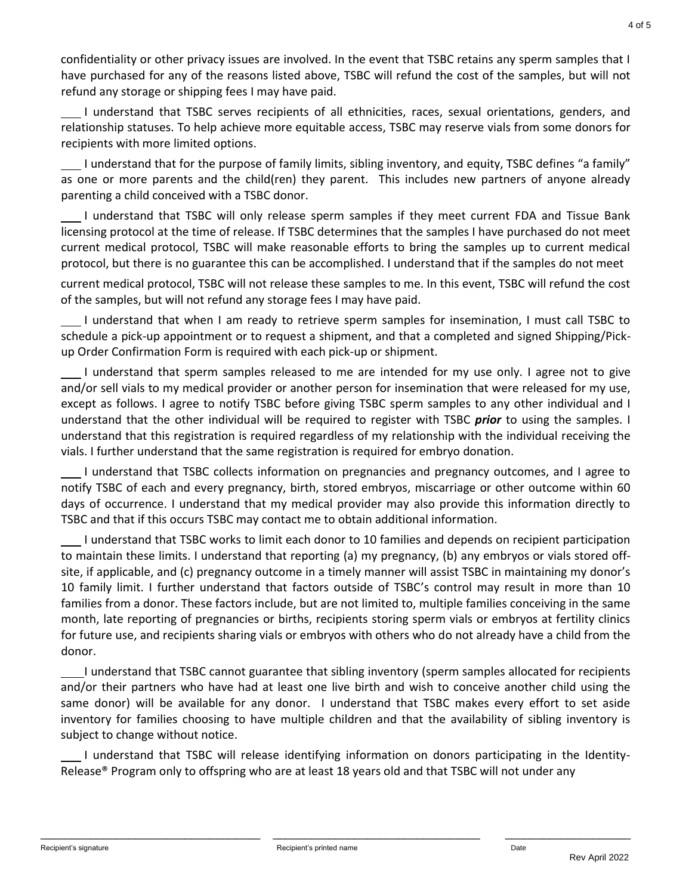confidentiality or other privacy issues are involved. In the event that TSBC retains any sperm samples that I have purchased for any of the reasons listed above, TSBC will refund the cost of the samples, but will not refund any storage or shipping fees I may have paid.

___ I understand that TSBC serves recipients of all ethnicities, races, sexual orientations, genders, and relationship statuses. To help achieve more equitable access, TSBC may reserve vials from some donors for recipients with more limited options.

___ I understand that for the purpose of family limits, sibling inventory, and equity, TSBC defines "a family" as one or more parents and the child(ren) they parent. This includes new partners of anyone already parenting a child conceived with a TSBC donor.

___ I understand that TSBC will only release sperm samples if they meet current FDA and Tissue Bank licensing protocol at the time of release. If TSBC determines that the samples I have purchased do not meet current medical protocol, TSBC will make reasonable efforts to bring the samples up to current medical protocol, but there is no guarantee this can be accomplished. I understand that if the samples do not meet current medical protocol, TSBC will not release these samples to me. In this event, TSBC will refund the cost of the samples, but will not refund any storage fees I may have paid.

___ I understand that when I am ready to retrieve sperm samples for insemination, I must call TSBC to schedule a pick-up appointment or to request a shipment, and that a completed and signed Shipping/Pick-up Order Confirmation Form is required with each pick-up or shipment.

___ I understand that sperm samples released to me are intended for my use only. I agree not to give and/or sell vials to my medical provider or another person for insemination that were released for my use, except as follows. I agree to notify TSBC before giving TSBC sperm samples to any other individual and I understand that the other individual will be required to register with TSBC ***prior*** to using the samples. I understand that this registration is required regardless of my relationship with the individual receiving the vials. I further understand that the same registration is required for embryo donation.

___ I understand that TSBC collects information on pregnancies and pregnancy outcomes, and I agree to notify TSBC of each and every pregnancy, birth, stored embryos, miscarriage or other outcome within 60 days of occurrence. I understand that my medical provider may also provide this information directly to TSBC and that if this occurs TSBC may contact me to obtain additional information.

___ I understand that TSBC works to limit each donor to 10 families and depends on recipient participation to maintain these limits. I understand that reporting (a) my pregnancy, (b) any embryos or vials stored off-site, if applicable, and (c) pregnancy outcome in a timely manner will assist TSBC in maintaining my donor's 10 family limit. I further understand that factors outside of TSBC's control may result in more than 10 families from a donor. These factors include, but are not limited to, multiple families conceiving in the same month, late reporting of pregnancies or births, recipients storing sperm vials or embryos at fertility clinics for future use, and recipients sharing vials or embryos with others who do not already have a child from the donor.

___ I understand that TSBC cannot guarantee that sibling inventory (sperm samples allocated for recipients and/or their partners who have had at least one live birth and wish to conceive another child using the same donor) will be available for any donor. I understand that TSBC makes every effort to set aside inventory for families choosing to have multiple children and that the availability of sibling inventory is subject to change without notice.

___ I understand that TSBC will release identifying information on donors participating in the Identity-Release® Program only to offspring who are at least 18 years old and that TSBC will not under any

Recipient's signature ______________________ Recipient's printed name ______________________ Date ______________

Rev April 2022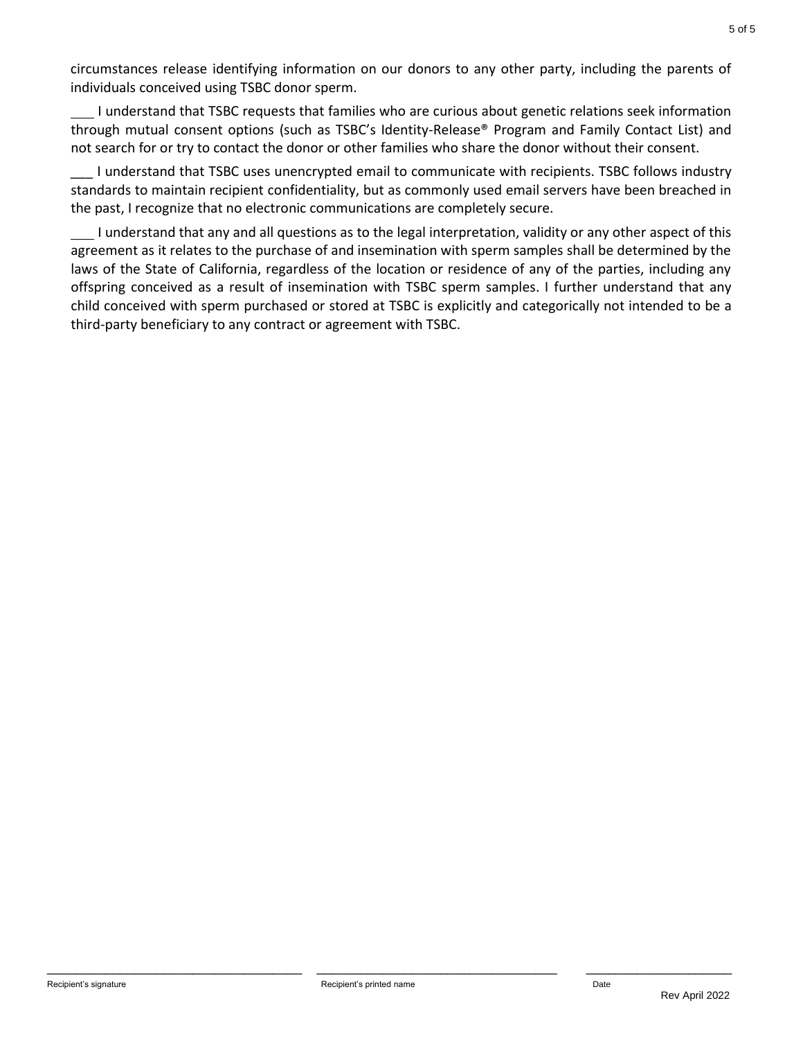circumstances release identifying information on our donors to any other party, including the parents of individuals conceived using TSBC donor sperm.

___ I understand that TSBC requests that families who are curious about genetic relations seek information through mutual consent options (such as TSBC's Identity-Release® Program and Family Contact List) and not search for or try to contact the donor or other families who share the donor without their consent.

___ I understand that TSBC uses unencrypted email to communicate with recipients. TSBC follows industry standards to maintain recipient confidentiality, but as commonly used email servers have been breached in the past, I recognize that no electronic communications are completely secure.

___ I understand that any and all questions as to the legal interpretation, validity or any other aspect of this agreement as it relates to the purchase of and insemination with sperm samples shall be determined by the laws of the State of California, regardless of the location or residence of any of the parties, including any offspring conceived as a result of insemination with TSBC sperm samples. I further understand that any child conceived with sperm purchased or stored at TSBC is explicitly and categorically not intended to be a third-party beneficiary to any contract or agreement with TSBC.

_______________________________ _______________________________ ____________________

Recipient's signature | Recipient's printed name | Date

Rev April 2022